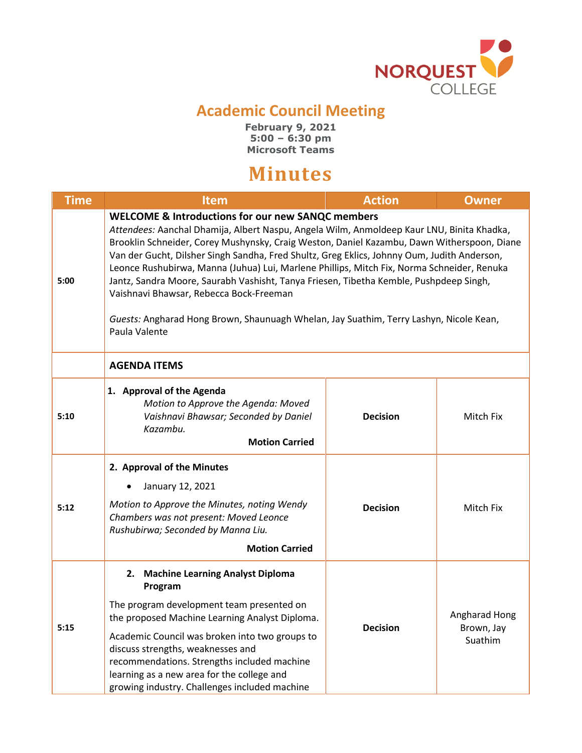NORQUEST COLLEGE

# Academic Council Meeting

**February 9, 2021**
**5:00 – 6:30 pm**
**Microsoft Teams**

# Minutes

| Time | Item | Action | Owner |
|---|---|---|---|
| 5:00 | **WELCOME & Introductions for our new SANQC members** *Attendees:* Aanchal Dhamija, Albert Naspu, Angela Wilm, Anmoldeep Kaur LNU, Binita Khadka, Brooklin Schneider, Corey Mushynsky, Craig Weston, Daniel Kazambu, Dawn Witherspoon, Diane Van der Gucht, Dilsher Singh Sandha, Fred Shultz, Greg Eklics, Johnny Oum, Judith Anderson, Leonce Rushubirwa, Manna (Juhua) Lui, Marlene Phillips, Mitch Fix, Norma Schneider, Renuka Jantz, Sandra Moore, Saurabh Vashisht, Tanya Friesen, Tibetha Kemble, Pushpdeep Singh, Vaishnavi Bhawsar, Rebecca Bock-Freeman<br><br>*Guests:* Angharad Hong Brown, Shaunuagh Whelan, Jay Suathim, Terry Lashyn, Nicole Kean, Paula Valente | | |
| | **AGENDA ITEMS** | | |
| 5:10 | **1. Approval of the Agenda** *Motion to Approve the Agenda: Moved Vaishnavi Bhawsar; Seconded by Daniel Kazambu.* **Motion Carried** | **Decision** | Mitch Fix |
| 5:12 | **2. Approval of the Minutes** <br>• January 12, 2021<br>*Motion to Approve the Minutes, noting Wendy Chambers was not present: Moved Leonce Rushubirwa; Seconded by Manna Liu.* **Motion Carried** | **Decision** | Mitch Fix |
| 5:15 | **2. Machine Learning Analyst Diploma Program** <br>The program development team presented on the proposed Machine Learning Analyst Diploma.<br>Academic Council was broken into two groups to discuss strengths, weaknesses and recommendations. Strengths included machine learning as a new area for the college and growing industry. Challenges included machine | **Decision** | Angharad Hong Brown, Jay Suathim |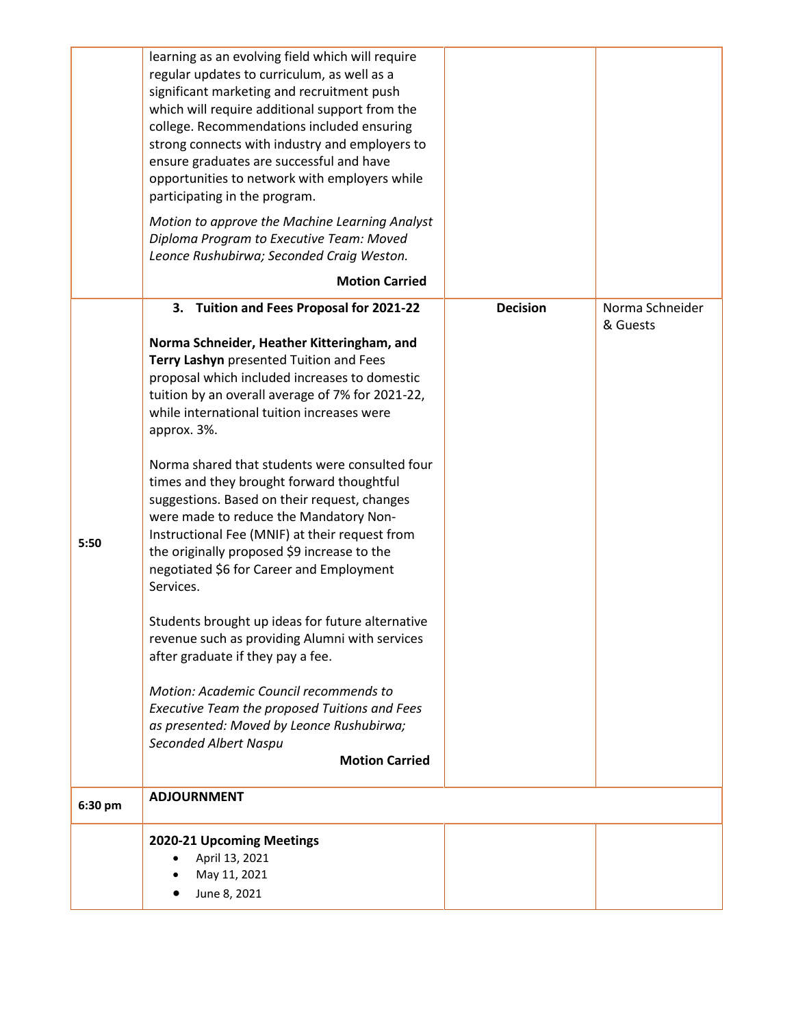| | | | |
|---|---|---|---|
| | learning as an evolving field which will require regular updates to curriculum, as well as a significant marketing and recruitment push which will require additional support from the college. Recommendations included ensuring strong connects with industry and employers to ensure graduates are successful and have opportunities to network with employers while participating in the program.<br><br>*Motion to approve the Machine Learning Analyst Diploma Program to Executive Team: Moved Leonce Rushubirwa; Seconded Craig Weston.*<br><br>**Motion Carried** | | |
| 5:50 | **3. Tuition and Fees Proposal for 2021-22**<br><br>**Norma Schneider, Heather Kitteringham, and Terry Lashyn** presented Tuition and Fees proposal which included increases to domestic tuition by an overall average of 7% for 2021-22, while international tuition increases were approx. 3%.<br><br>Norma shared that students were consulted four times and they brought forward thoughtful suggestions. Based on their request, changes were made to reduce the Mandatory Non-Instructional Fee (MNIF) at their request from the originally proposed $9 increase to the negotiated $6 for Career and Employment Services.<br><br>Students brought up ideas for future alternative revenue such as providing Alumni with services after graduate if they pay a fee.<br><br>*Motion: Academic Council recommends to Executive Team the proposed Tuitions and Fees as presented: Moved by Leonce Rushubirwa; Seconded Albert Naspu*<br><br>**Motion Carried** | **Decision** | Norma Schneider & Guests |
| **6:30 pm** | **ADJOURNMENT** | | |
| | **2020-21 Upcoming Meetings**<br>• April 13, 2021<br>• May 11, 2021<br>• June 8, 2021 | | |